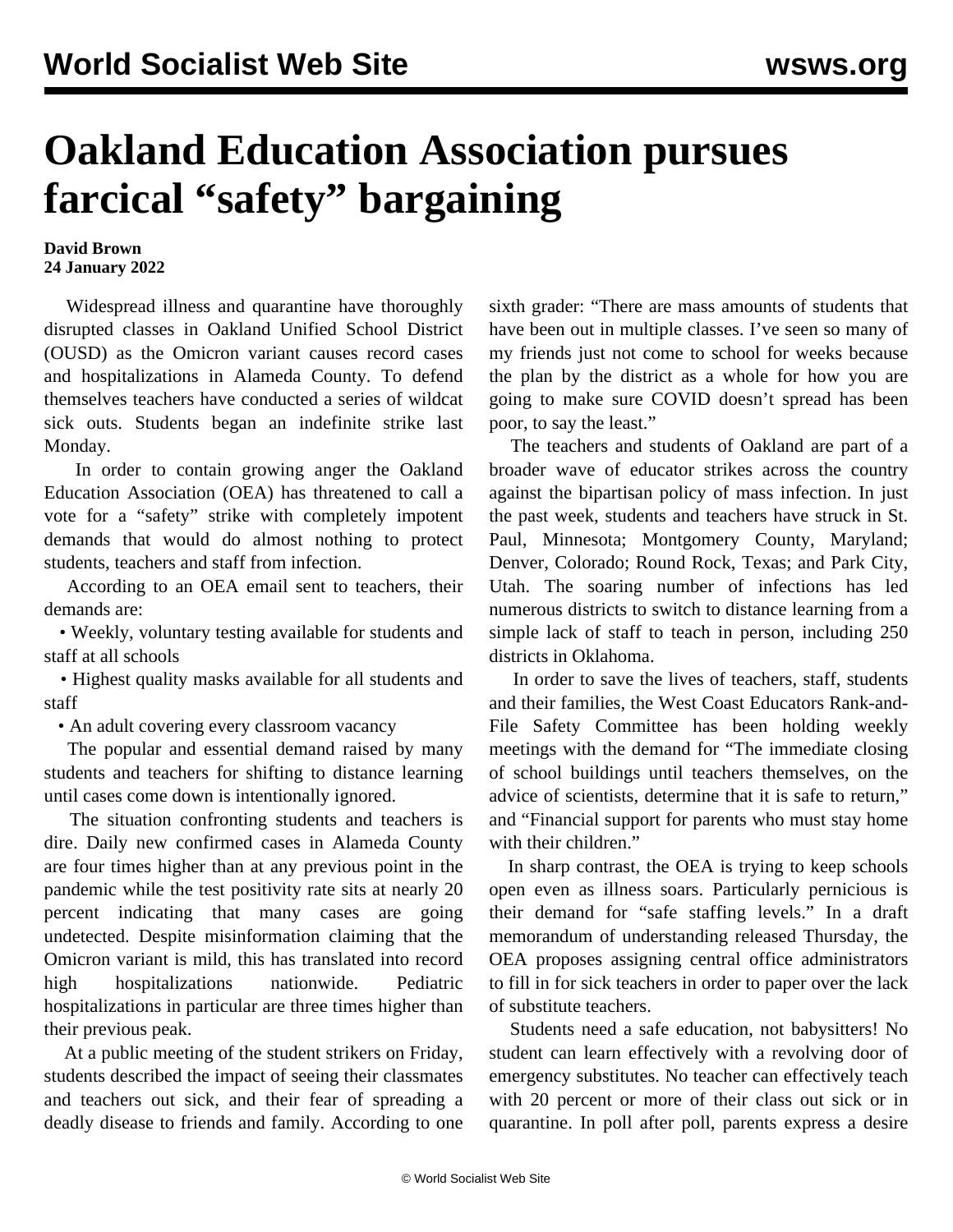# Oakland Education Association pursues farcical "safety" bargaining

**David Brown**
**24 January 2022**

Widespread illness and quarantine have thoroughly disrupted classes in Oakland Unified School District (OUSD) as the Omicron variant causes record cases and hospitalizations in Alameda County. To defend themselves teachers have conducted a series of wildcat sick outs. Students began an indefinite strike last Monday.

In order to contain growing anger the Oakland Education Association (OEA) has threatened to call a vote for a "safety" strike with completely impotent demands that would do almost nothing to protect students, teachers and staff from infection.

According to an OEA email sent to teachers, their demands are:

- Weekly, voluntary testing available for students and staff at all schools
- Highest quality masks available for all students and staff
- An adult covering every classroom vacancy

The popular and essential demand raised by many students and teachers for shifting to distance learning until cases come down is intentionally ignored.

The situation confronting students and teachers is dire. Daily new confirmed cases in Alameda County are four times higher than at any previous point in the pandemic while the test positivity rate sits at nearly 20 percent indicating that many cases are going undetected. Despite misinformation claiming that the Omicron variant is mild, this has translated into record high hospitalizations nationwide. Pediatric hospitalizations in particular are three times higher than their previous peak.

At a public meeting of the student strikers on Friday, students described the impact of seeing their classmates and teachers out sick, and their fear of spreading a deadly disease to friends and family. According to one sixth grader: "There are mass amounts of students that have been out in multiple classes. I've seen so many of my friends just not come to school for weeks because the plan by the district as a whole for how you are going to make sure COVID doesn't spread has been poor, to say the least."

The teachers and students of Oakland are part of a broader wave of educator strikes across the country against the bipartisan policy of mass infection. In just the past week, students and teachers have struck in St. Paul, Minnesota; Montgomery County, Maryland; Denver, Colorado; Round Rock, Texas; and Park City, Utah. The soaring number of infections has led numerous districts to switch to distance learning from a simple lack of staff to teach in person, including 250 districts in Oklahoma.

In order to save the lives of teachers, staff, students and their families, the West Coast Educators Rank-and-File Safety Committee has been holding weekly meetings with the demand for "The immediate closing of school buildings until teachers themselves, on the advice of scientists, determine that it is safe to return," and "Financial support for parents who must stay home with their children."

In sharp contrast, the OEA is trying to keep schools open even as illness soars. Particularly pernicious is their demand for "safe staffing levels." In a draft memorandum of understanding released Thursday, the OEA proposes assigning central office administrators to fill in for sick teachers in order to paper over the lack of substitute teachers.

Students need a safe education, not babysitters! No student can learn effectively with a revolving door of emergency substitutes. No teacher can effectively teach with 20 percent or more of their class out sick or in quarantine. In poll after poll, parents express a desire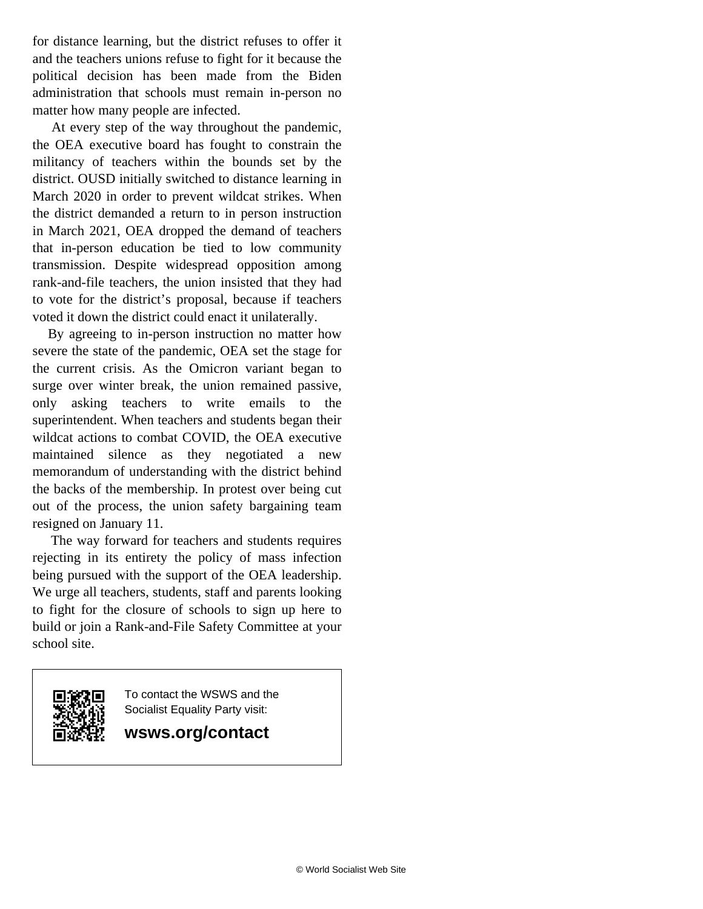for distance learning, but the district refuses to offer it and the teachers unions refuse to fight for it because the political decision has been made from the Biden administration that schools must remain in-person no matter how many people are infected.

At every step of the way throughout the pandemic, the OEA executive board has fought to constrain the militancy of teachers within the bounds set by the district. OUSD initially switched to distance learning in March 2020 in order to prevent wildcat strikes. When the district demanded a return to in person instruction in March 2021, OEA dropped the demand of teachers that in-person education be tied to low community transmission. Despite widespread opposition among rank-and-file teachers, the union insisted that they had to vote for the district's proposal, because if teachers voted it down the district could enact it unilaterally.

By agreeing to in-person instruction no matter how severe the state of the pandemic, OEA set the stage for the current crisis. As the Omicron variant began to surge over winter break, the union remained passive, only asking teachers to write emails to the superintendent. When teachers and students began their wildcat actions to combat COVID, the OEA executive maintained silence as they negotiated a new memorandum of understanding with the district behind the backs of the membership. In protest over being cut out of the process, the union safety bargaining team resigned on January 11.

The way forward for teachers and students requires rejecting in its entirety the policy of mass infection being pursued with the support of the OEA leadership. We urge all teachers, students, staff and parents looking to fight for the closure of schools to sign up here to build or join a Rank-and-File Safety Committee at your school site.

To contact the WSWS and the Socialist Equality Party visit:

**wsws.org/contact**